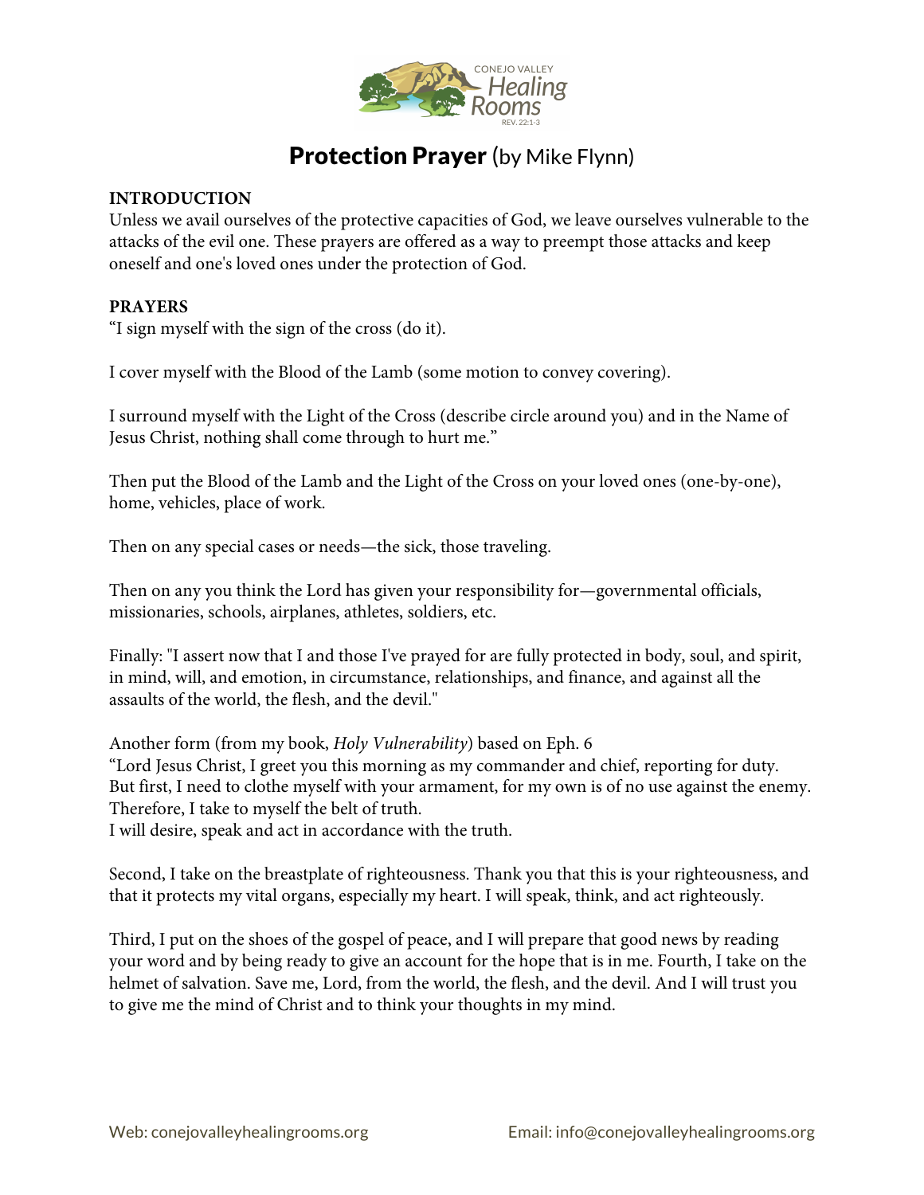# **Protection Prayer** (by Mike Flynn)

**INTRODUCTION**

Unless we avail ourselves of the protective capacities of God, we leave ourselves vulnerable to the attacks of the evil one. These prayers are offered as a way to preempt those attacks and keep oneself and one's loved ones under the protection of God.

**PRAYERS**

"I sign myself with the sign of the cross (do it).

I cover myself with the Blood of the Lamb (some motion to convey covering).

I surround myself with the Light of the Cross (describe circle around you) and in the Name of Jesus Christ, nothing shall come through to hurt me."

Then put the Blood of the Lamb and the Light of the Cross on your loved ones (one-by-one), home, vehicles, place of work.

Then on any special cases or needs—the sick, those traveling.

Then on any you think the Lord has given your responsibility for—governmental officials, missionaries, schools, airplanes, athletes, soldiers, etc.

Finally: "I assert now that I and those I've prayed for are fully protected in body, soul, and spirit, in mind, will, and emotion, in circumstance, relationships, and finance, and against all the assaults of the world, the flesh, and the devil."

Another form (from my book, *Holy Vulnerability*) based on Eph. 6
"Lord Jesus Christ, I greet you this morning as my commander and chief, reporting for duty. But first, I need to clothe myself with your armament, for my own is of no use against the enemy. Therefore, I take to myself the belt of truth.
I will desire, speak and act in accordance with the truth.

Second, I take on the breastplate of righteousness. Thank you that this is your righteousness, and that it protects my vital organs, especially my heart. I will speak, think, and act righteously.

Third, I put on the shoes of the gospel of peace, and I will prepare that good news by reading your word and by being ready to give an account for the hope that is in me. Fourth, I take on the helmet of salvation. Save me, Lord, from the world, the flesh, and the devil. And I will trust you to give me the mind of Christ and to think your thoughts in my mind.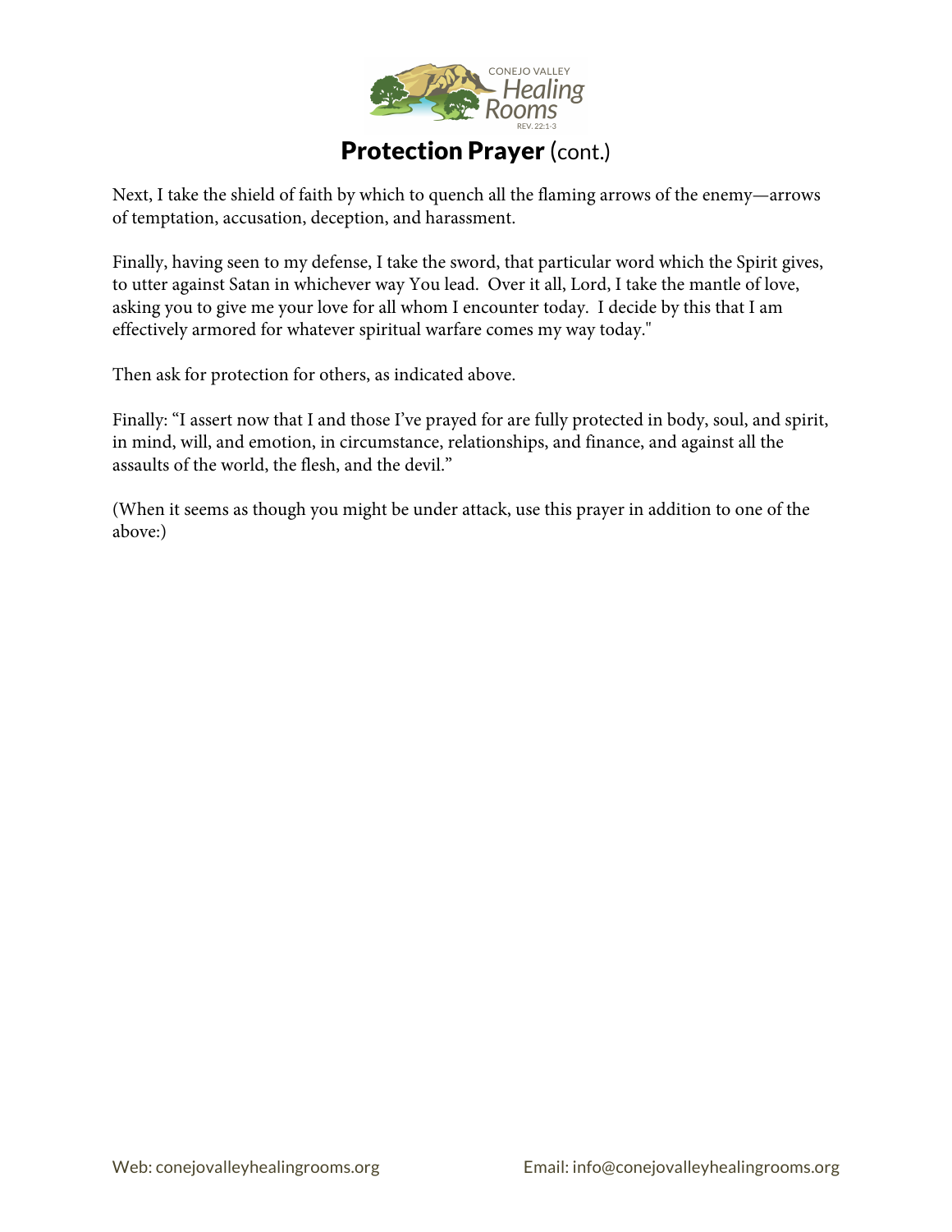# Protection Prayer (cont.)

Next, I take the shield of faith by which to quench all the flaming arrows of the enemy—arrows of temptation, accusation, deception, and harassment.

Finally, having seen to my defense, I take the sword, that particular word which the Spirit gives, to utter against Satan in whichever way You lead. Over it all, Lord, I take the mantle of love, asking you to give me your love for all whom I encounter today. I decide by this that I am effectively armored for whatever spiritual warfare comes my way today."

Then ask for protection for others, as indicated above.

Finally: "I assert now that I and those I've prayed for are fully protected in body, soul, and spirit, in mind, will, and emotion, in circumstance, relationships, and finance, and against all the assaults of the world, the flesh, and the devil."

(When it seems as though you might be under attack, use this prayer in addition to one of the above:)

Web: conejovalleyhealingrooms.org Email: info@conejovalleyhealingrooms.org